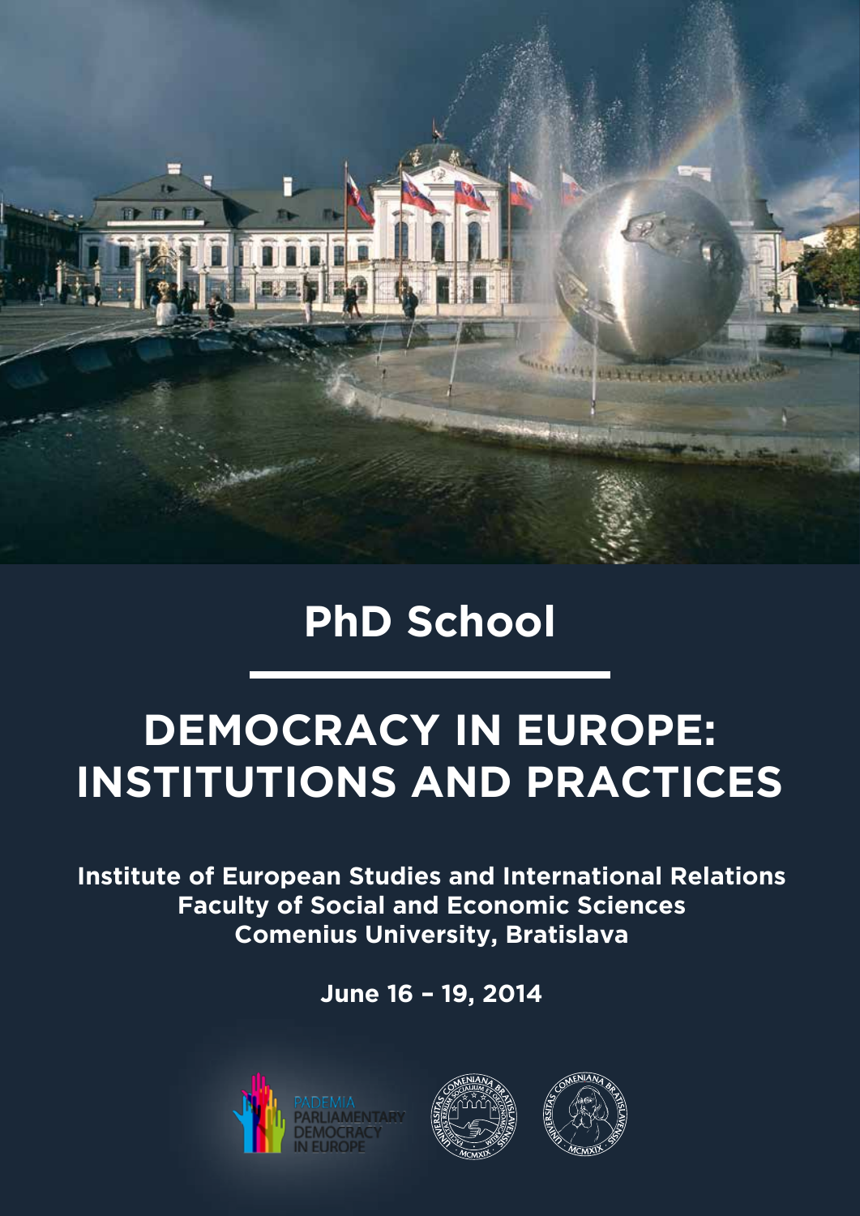# PhD School

## DEMOCRACY IN EUROPE: INSTITUTIONS AND PRACTICES

**Institute of European Studies and International Relations**
**Faculty of Social and Economic Sciences**
**Comenius University, Bratislava**

**June 16 – 19, 2014**

PADEMIA PARLIAMENTARY DEMOCRACY IN EUROPE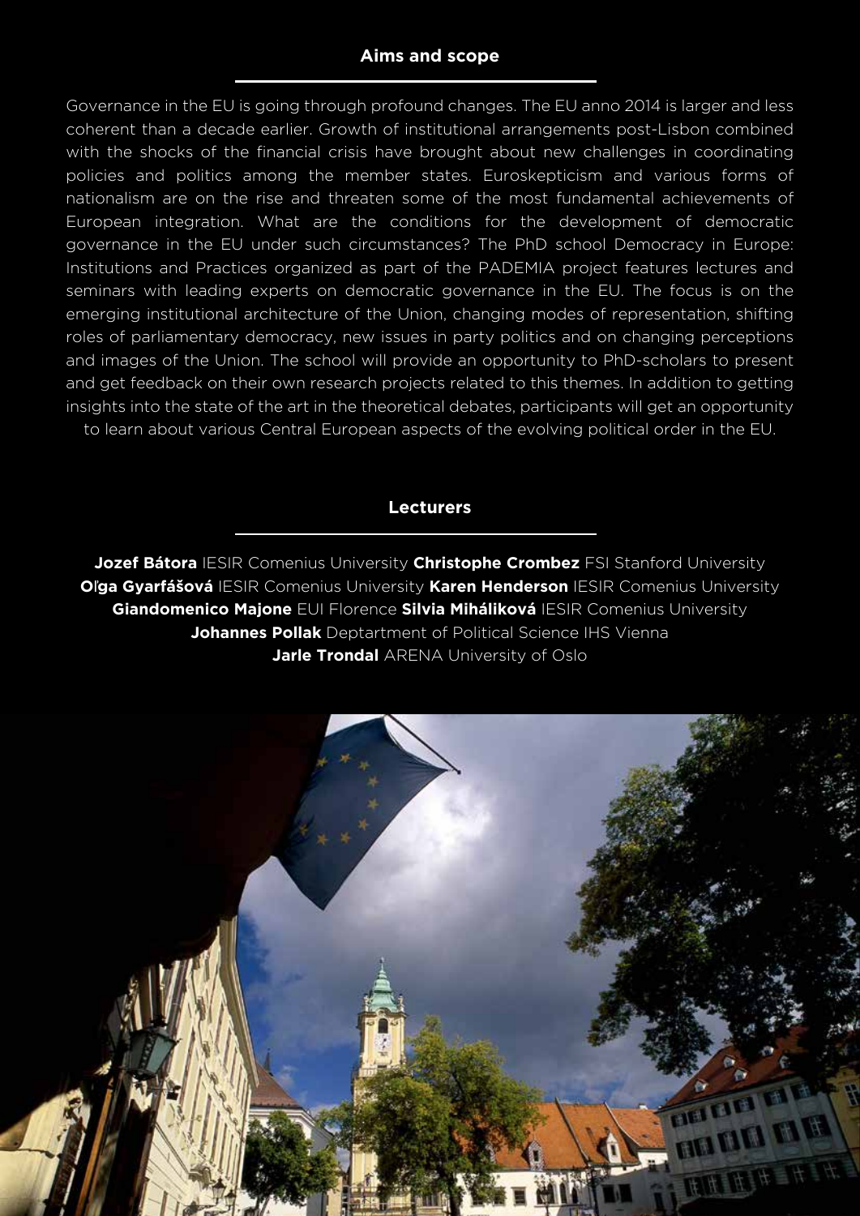## Aims and scope

Governance in the EU is going through profound changes. The EU anno 2014 is larger and less coherent than a decade earlier. Growth of institutional arrangements post-Lisbon combined with the shocks of the financial crisis have brought about new challenges in coordinating policies and politics among the member states. Euroskepticism and various forms of nationalism are on the rise and threaten some of the most fundamental achievements of European integration. What are the conditions for the development of democratic governance in the EU under such circumstances? The PhD school Democracy in Europe: Institutions and Practices organized as part of the PADEMIA project features lectures and seminars with leading experts on democratic governance in the EU. The focus is on the emerging institutional architecture of the Union, changing modes of representation, shifting roles of parliamentary democracy, new issues in party politics and on changing perceptions and images of the Union. The school will provide an opportunity to PhD-scholars to present and get feedback on their own research projects related to this themes. In addition to getting insights into the state of the art in the theoretical debates, participants will get an opportunity to learn about various Central European aspects of the evolving political order in the EU.

## Lecturers

**Jozef Bátora** IESIR Comenius University **Christophe Crombez** FSI Stanford University
**Oľga Gyarfášová** IESIR Comenius University **Karen Henderson** IESIR Comenius University
**Giandomenico Majone** EUI Florence **Silvia Miháliková** IESIR Comenius University
**Johannes Pollak** Deptartment of Political Science IHS Vienna
**Jarle Trondal** ARENA University of Oslo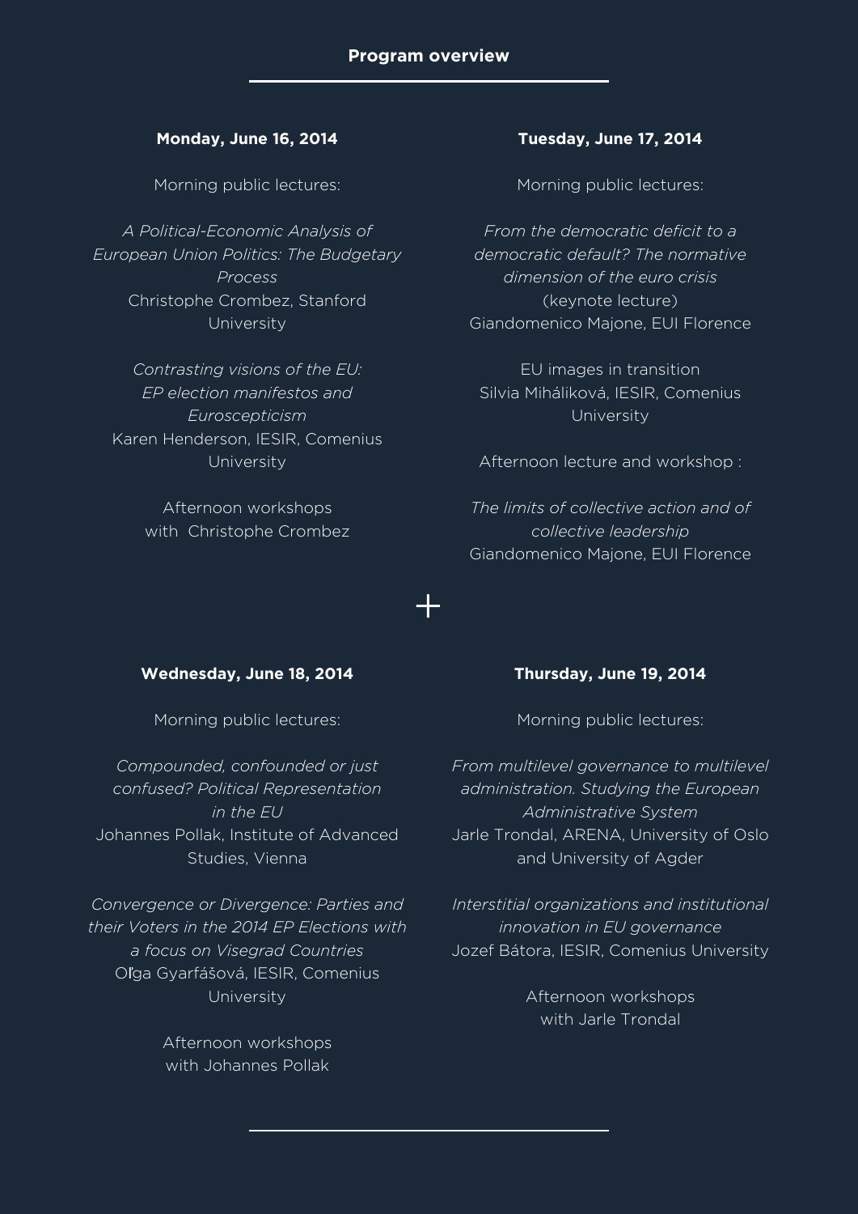## Program overview

### Monday, June 16, 2014

Morning public lectures:

*A Political-Economic Analysis of European Union Politics: The Budgetary Process*
Christophe Crombez, Stanford University

*Contrasting visions of the EU: EP election manifestos and Euroscepticism*
Karen Henderson, IESIR, Comenius University

Afternoon workshops with Christophe Crombez

### Tuesday, June 17, 2014

Morning public lectures:

*From the democratic deficit to a democratic default? The normative dimension of the euro crisis*
(keynote lecture)
Giandomenico Majone, EUI Florence

EU images in transition
Silvia Miháliková, IESIR, Comenius University

Afternoon lecture and workshop :

*The limits of collective action and of collective leadership*
Giandomenico Majone, EUI Florence

### Wednesday, June 18, 2014

Morning public lectures:

*Compounded, confounded or just confused? Political Representation in the EU*
Johannes Pollak, Institute of Advanced Studies, Vienna

*Convergence or Divergence: Parties and their Voters in the 2014 EP Elections with a focus on Visegrad Countries*
Oľga Gyarfášová, IESIR, Comenius University

Afternoon workshops with Johannes Pollak

### Thursday, June 19, 2014

Morning public lectures:

*From multilevel governance to multilevel administration. Studying the European Administrative System*
Jarle Trondal, ARENA, University of Oslo and University of Agder

*Interstitial organizations and institutional innovation in EU governance*
Jozef Bátora, IESIR, Comenius University

Afternoon workshops with Jarle Trondal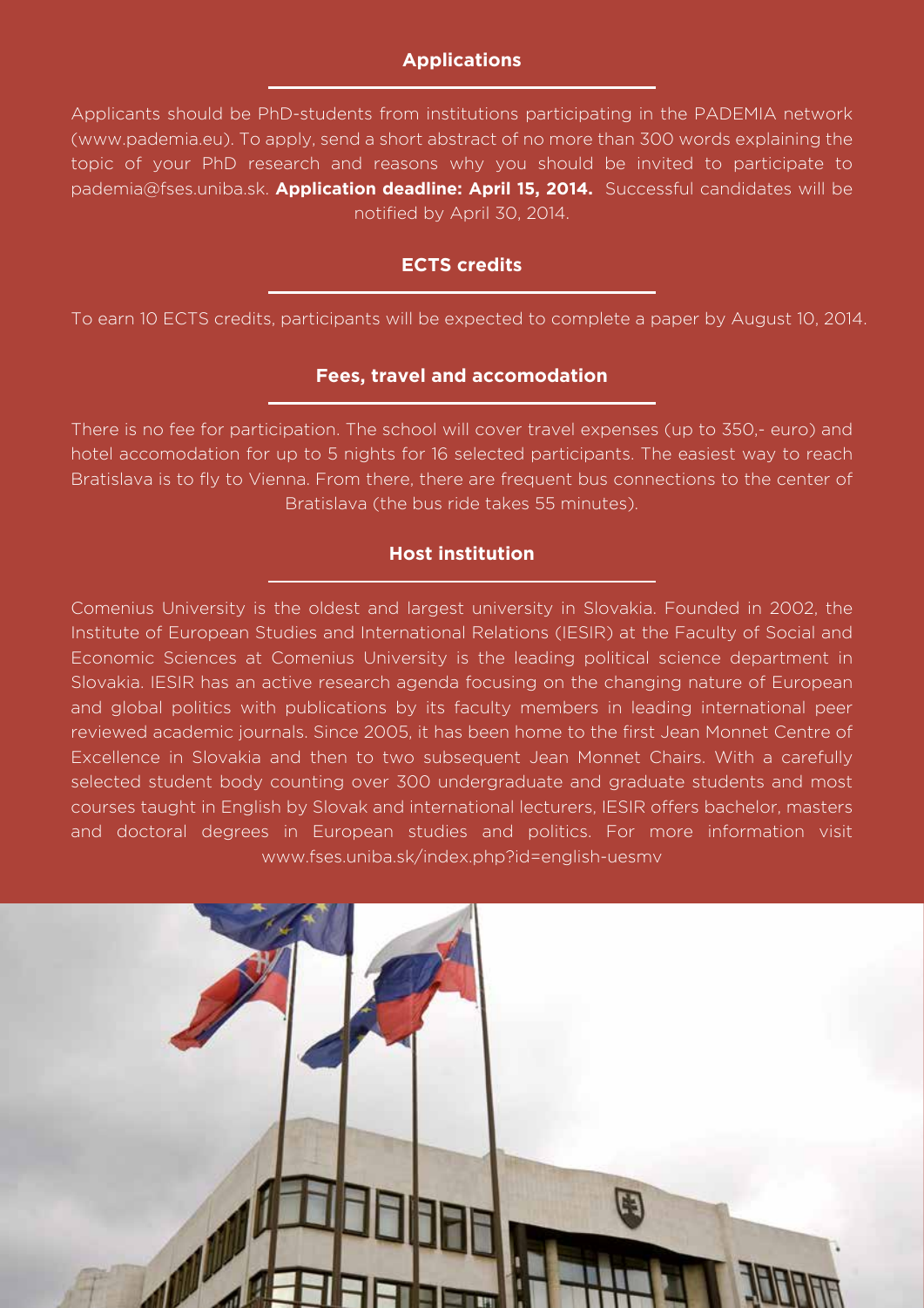## Applications

Applicants should be PhD-students from institutions participating in the PADEMIA network (www.pademia.eu). To apply, send a short abstract of no more than 300 words explaining the topic of your PhD research and reasons why you should be invited to participate to pademia@fses.uniba.sk. **Application deadline: April 15, 2014.** Successful candidates will be notified by April 30, 2014.

## ECTS credits

To earn 10 ECTS credits, participants will be expected to complete a paper by August 10, 2014.

## Fees, travel and accomodation

There is no fee for participation. The school will cover travel expenses (up to 350,- euro) and hotel accomodation for up to 5 nights for 16 selected participants. The easiest way to reach Bratislava is to fly to Vienna. From there, there are frequent bus connections to the center of Bratislava (the bus ride takes 55 minutes).

## Host institution

Comenius University is the oldest and largest university in Slovakia. Founded in 2002, the Institute of European Studies and International Relations (IESIR) at the Faculty of Social and Economic Sciences at Comenius University is the leading political science department in Slovakia. IESIR has an active research agenda focusing on the changing nature of European and global politics with publications by its faculty members in leading international peer reviewed academic journals. Since 2005, it has been home to the first Jean Monnet Centre of Excellence in Slovakia and then to two subsequent Jean Monnet Chairs. With a carefully selected student body counting over 300 undergraduate and graduate students and most courses taught in English by Slovak and international lecturers, IESIR offers bachelor, masters and doctoral degrees in European studies and politics. For more information visit www.fses.uniba.sk/index.php?id=english-uesmv